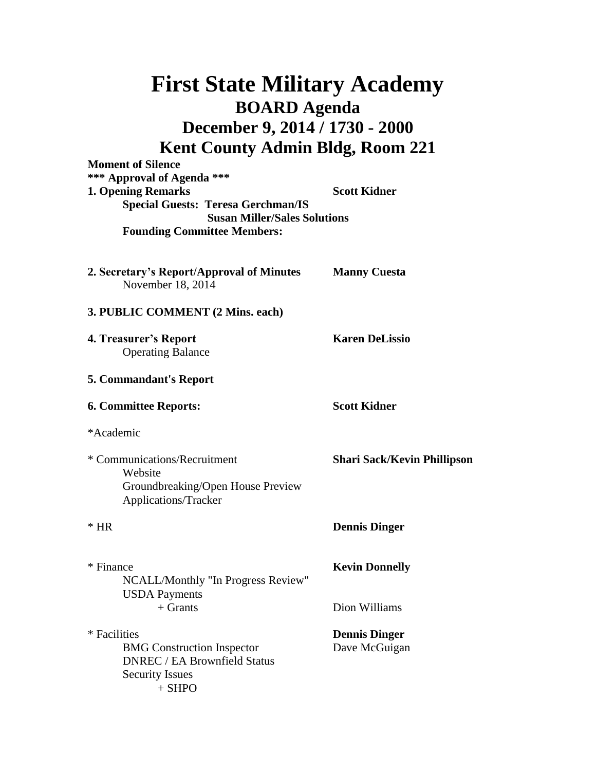# First State Military Academy

## BOARD Agenda

## December 9, 2014 / 1730 - 2000

## Kent County Admin Bldg, Room 221

**Moment of Silence**

**\*\*\* Approval of Agenda \*\*\***

**1. Opening Remarks** — **Scott Kidner**

**Special Guests: Teresa Gerchman/IS**
**Susan Miller/Sales Solutions**

**Founding Committee Members:**

**2. Secretary's Report/Approval of Minutes** — **Manny Cuesta**
November 18, 2014

**3. PUBLIC COMMENT (2 Mins. each)**

**4. Treasurer's Report** — **Karen DeLissio**
Operating Balance

**5. Commandant's Report**

**6. Committee Reports:** — **Scott Kidner**

*Academic

* Communications/Recruitment — **Shari Sack/Kevin Phillipson**
- Website
- Groundbreaking/Open House Preview
- Applications/Tracker

* HR — **Dennis Dinger**

* Finance — **Kevin Donnelly**
- NCALL/Monthly "In Progress Review"
- USDA Payments
  - + Grants — Dion Williams

* Facilities — **Dennis Dinger**
- BMG Construction Inspector — Dave McGuigan
- DNREC / EA Brownfield Status
- Security Issues
  - + SHPO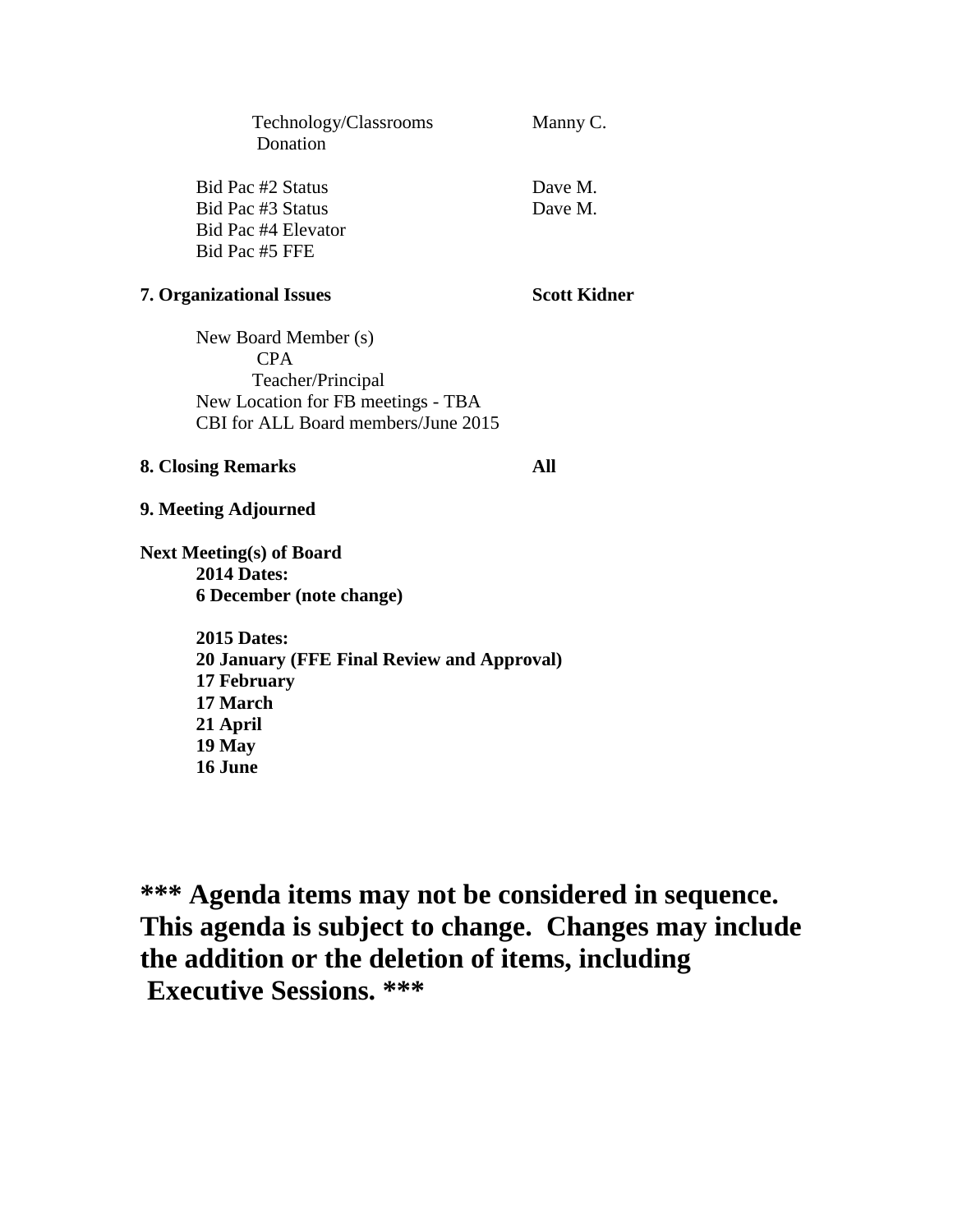Technology/Classrooms Donation — Manny C.

Bid Pac #2 Status — Dave M.
Bid Pac #3 Status — Dave M.
Bid Pac #4 Elevator
Bid Pac #5 FFE

**7. Organizational Issues** — **Scott Kidner**

New Board Member (s)
- CPA
- Teacher/Principal

New Location for FB meetings - TBA
CBI for ALL Board members/June 2015

**8. Closing Remarks** — **All**

**9. Meeting Adjourned**

**Next Meeting(s) of Board**

**2014 Dates:**
**6 December (note change)**

**2015 Dates:**
**20 January (FFE Final Review and Approval)**
**17 February**
**17 March**
**21 April**
**19 May**
**16 June**

**\*\*\* Agenda items may not be considered in sequence. This agenda is subject to change. Changes may include the addition or the deletion of items, including Executive Sessions. \*\*\***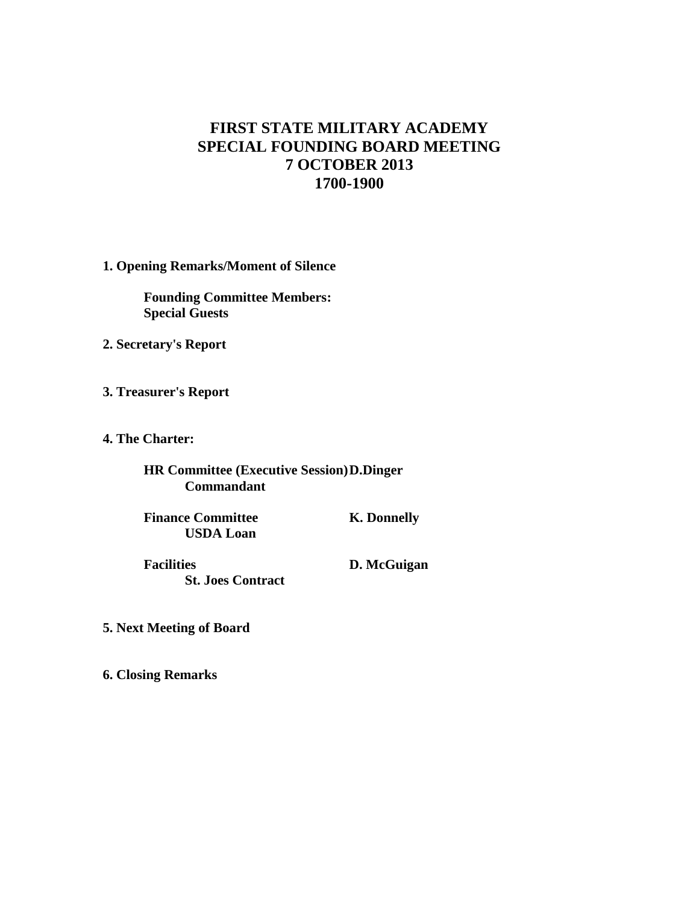# FIRST STATE MILITARY ACADEMY
# SPECIAL FOUNDING BOARD MEETING
# 7 OCTOBER 2013
# 1700-1900

**1. Opening Remarks/Moment of Silence**

**Founding Committee Members:**
**Special Guests**

**2. Secretary's Report**

**3. Treasurer's Report**

**4. The Charter:**

**HR Committee (Executive Session) D.Dinger**
**Commandant**

**Finance Committee K. Donnelly**
**USDA Loan**

**Facilities D. McGuigan**
**St. Joes Contract**

**5. Next Meeting of Board**

**6. Closing Remarks**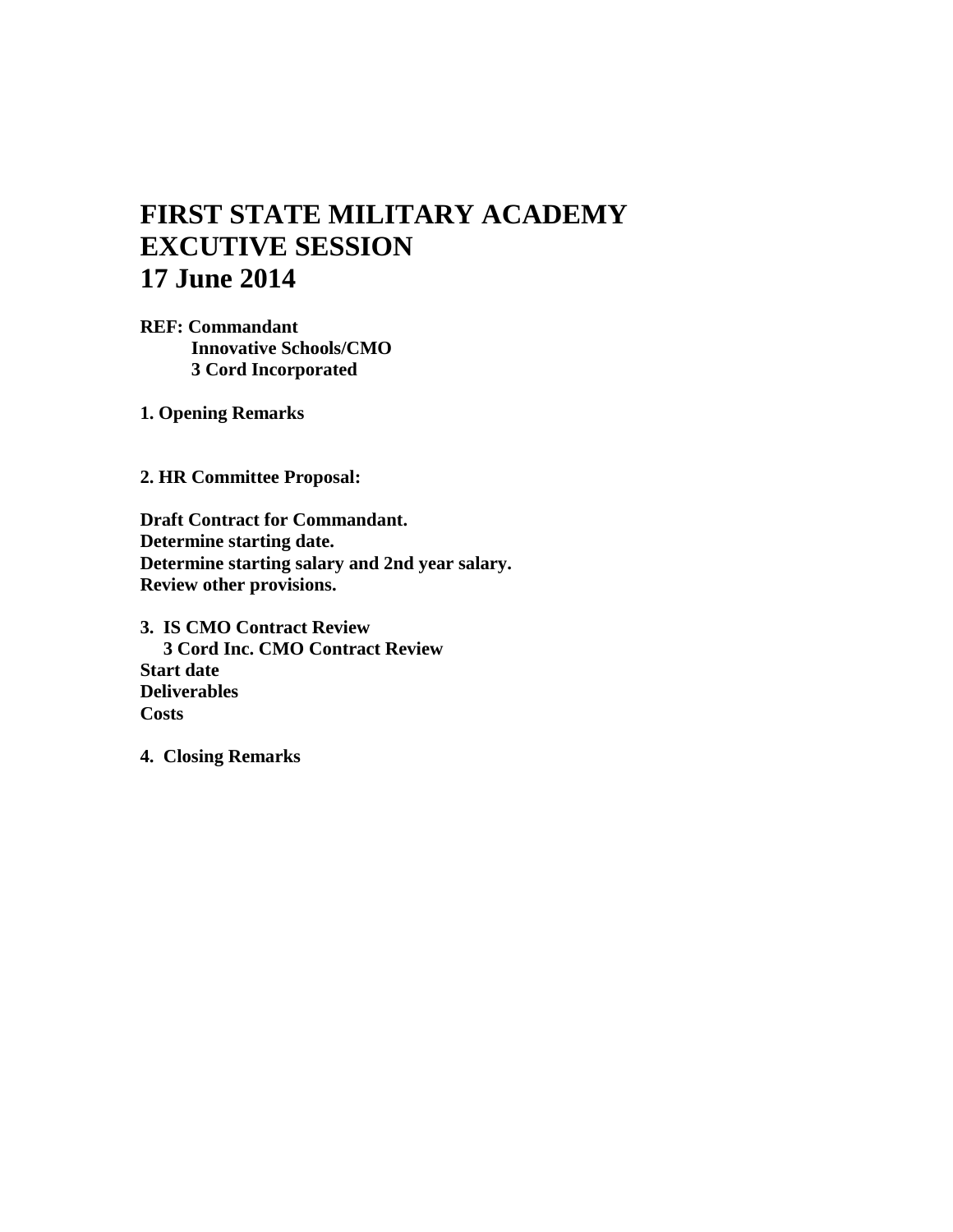# FIRST STATE MILITARY ACADEMY
# EXCUTIVE SESSION
# 17 June 2014

**REF: Commandant**
**Innovative Schools/CMO**
**3 Cord Incorporated**

**1. Opening Remarks**

**2. HR Committee Proposal:**

**Draft Contract for Commandant.**
**Determine starting date.**
**Determine starting salary and 2nd year salary.**
**Review other provisions.**

**3. IS CMO Contract Review**
**3 Cord Inc. CMO Contract Review**
**Start date**
**Deliverables**
**Costs**

**4. Closing Remarks**